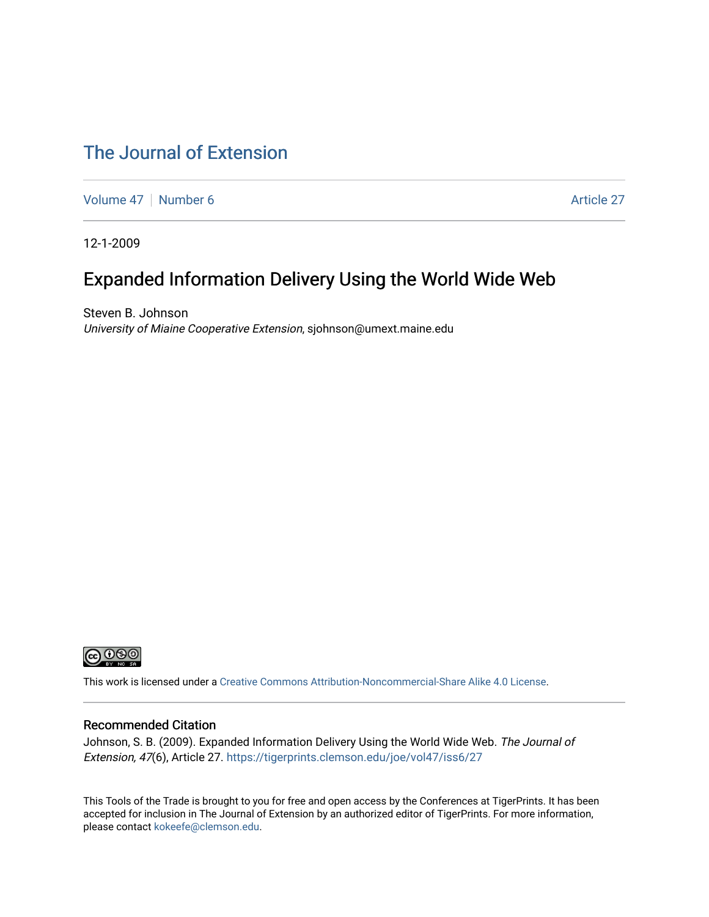# The Journal of Extension

Volume 47 | Number 6 | Article 27

12-1-2009

## Expanded Information Delivery Using the World Wide Web

Steven B. Johnson
*University of Miaine Cooperative Extension*, sjohnson@umext.maine.edu

This work is licensed under a Creative Commons Attribution-Noncommercial-Share Alike 4.0 License.

### Recommended Citation

Johnson, S. B. (2009). Expanded Information Delivery Using the World Wide Web. *The Journal of Extension, 47*(6), Article 27. https://tigerprints.clemson.edu/joe/vol47/iss6/27

This Tools of the Trade is brought to you for free and open access by the Conferences at TigerPrints. It has been accepted for inclusion in The Journal of Extension by an authorized editor of TigerPrints. For more information, please contact kokeefe@clemson.edu.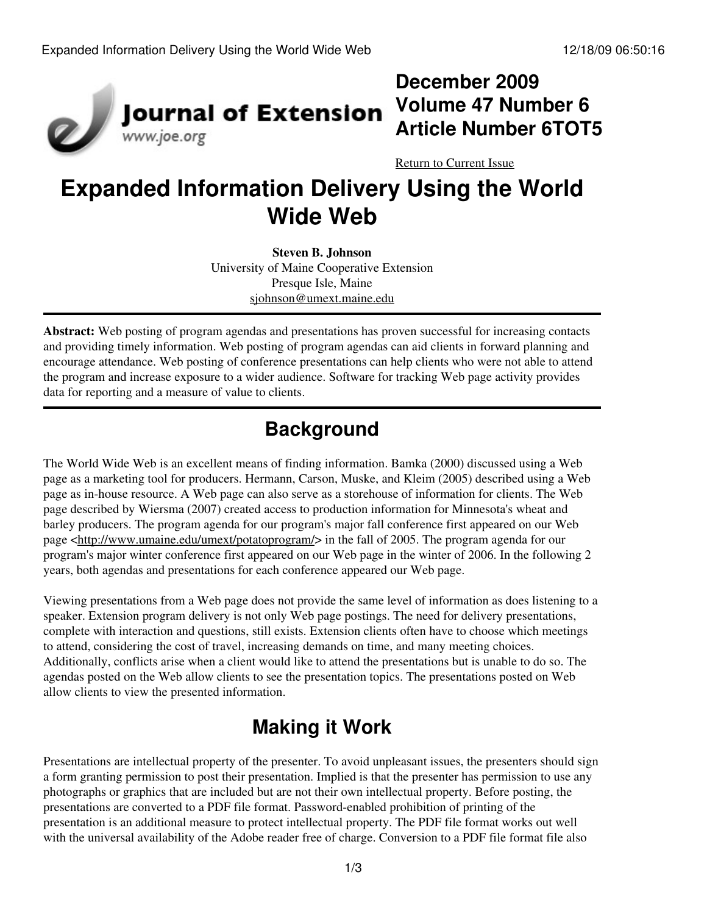**December 2009**
**Volume 47 Number 6**
**Article Number 6TOT5**

Return to Current Issue

# Expanded Information Delivery Using the World Wide Web

**Steven B. Johnson**
University of Maine Cooperative Extension
Presque Isle, Maine
sjohnson@umext.maine.edu

**Abstract:** Web posting of program agendas and presentations has proven successful for increasing contacts and providing timely information. Web posting of program agendas can aid clients in forward planning and encourage attendance. Web posting of conference presentations can help clients who were not able to attend the program and increase exposure to a wider audience. Software for tracking Web page activity provides data for reporting and a measure of value to clients.

## Background

The World Wide Web is an excellent means of finding information. Bamka (2000) discussed using a Web page as a marketing tool for producers. Hermann, Carson, Muske, and Kleim (2005) described using a Web page as in-house resource. A Web page can also serve as a storehouse of information for clients. The Web page described by Wiersma (2007) created access to production information for Minnesota's wheat and barley producers. The program agenda for our program's major fall conference first appeared on our Web page <http://www.umaine.edu/umext/potatoprogram/> in the fall of 2005. The program agenda for our program's major winter conference first appeared on our Web page in the winter of 2006. In the following 2 years, both agendas and presentations for each conference appeared our Web page.

Viewing presentations from a Web page does not provide the same level of information as does listening to a speaker. Extension program delivery is not only Web page postings. The need for delivery presentations, complete with interaction and questions, still exists. Extension clients often have to choose which meetings to attend, considering the cost of travel, increasing demands on time, and many meeting choices. Additionally, conflicts arise when a client would like to attend the presentations but is unable to do so. The agendas posted on the Web allow clients to see the presentation topics. The presentations posted on Web allow clients to view the presented information.

## Making it Work

Presentations are intellectual property of the presenter. To avoid unpleasant issues, the presenters should sign a form granting permission to post their presentation. Implied is that the presenter has permission to use any photographs or graphics that are included but are not their own intellectual property. Before posting, the presentations are converted to a PDF file format. Password-enabled prohibition of printing of the presentation is an additional measure to protect intellectual property. The PDF file format works out well with the universal availability of the Adobe reader free of charge. Conversion to a PDF file format file also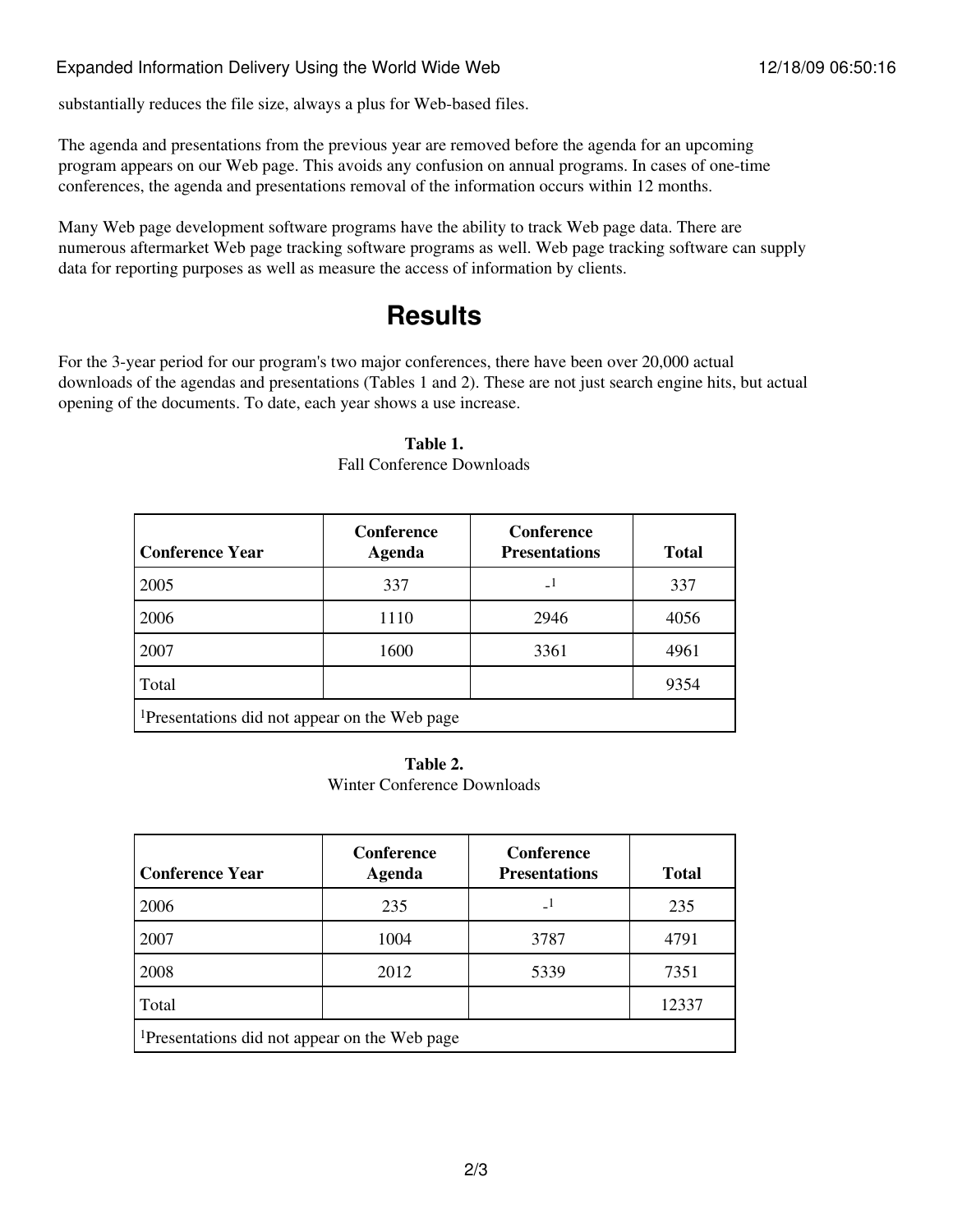substantially reduces the file size, always a plus for Web-based files.

The agenda and presentations from the previous year are removed before the agenda for an upcoming program appears on our Web page. This avoids any confusion on annual programs. In cases of one-time conferences, the agenda and presentations removal of the information occurs within 12 months.

Many Web page development software programs have the ability to track Web page data. There are numerous aftermarket Web page tracking software programs as well. Web page tracking software can supply data for reporting purposes as well as measure the access of information by clients.

# Results

For the 3-year period for our program's two major conferences, there have been over 20,000 actual downloads of the agendas and presentations (Tables 1 and 2). These are not just search engine hits, but actual opening of the documents. To date, each year shows a use increase.

**Table 1.**
Fall Conference Downloads

| Conference Year | Conference Agenda | Conference Presentations | Total |
| --- | --- | --- | --- |
| 2005 | 337 | -[1] | 337 |
| 2006 | 1110 | 2946 | 4056 |
| 2007 | 1600 | 3361 | 4961 |
| Total | | | 9354 |

[1]Presentations did not appear on the Web page

**Table 2.**
Winter Conference Downloads

| Conference Year | Conference Agenda | Conference Presentations | Total |
| --- | --- | --- | --- |
| 2006 | 235 | -[1] | 235 |
| 2007 | 1004 | 3787 | 4791 |
| 2008 | 2012 | 5339 | 7351 |
| Total | | | 12337 |

[1]Presentations did not appear on the Web page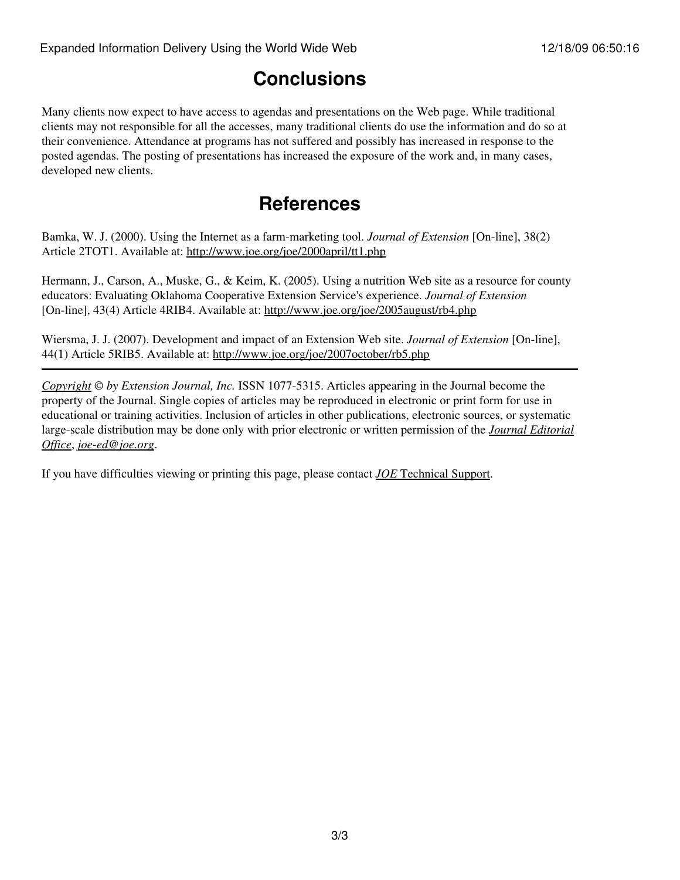## Conclusions

Many clients now expect to have access to agendas and presentations on the Web page. While traditional clients may not responsible for all the accesses, many traditional clients do use the information and do so at their convenience. Attendance at programs has not suffered and possibly has increased in response to the posted agendas. The posting of presentations has increased the exposure of the work and, in many cases, developed new clients.

## References

Bamka, W. J. (2000). Using the Internet as a farm-marketing tool. *Journal of Extension* [On-line], 38(2) Article 2TOT1. Available at: http://www.joe.org/joe/2000april/tt1.php

Hermann, J., Carson, A., Muske, G., & Keim, K. (2005). Using a nutrition Web site as a resource for county educators: Evaluating Oklahoma Cooperative Extension Service's experience. *Journal of Extension* [On-line], 43(4) Article 4RIB4. Available at: http://www.joe.org/joe/2005august/rb4.php

Wiersma, J. J. (2007). Development and impact of an Extension Web site. *Journal of Extension* [On-line], 44(1) Article 5RIB5. Available at: http://www.joe.org/joe/2007october/rb5.php

---

*Copyright © by Extension Journal, Inc.* ISSN 1077-5315. Articles appearing in the Journal become the property of the Journal. Single copies of articles may be reproduced in electronic or print form for use in educational or training activities. Inclusion of articles in other publications, electronic sources, or systematic large-scale distribution may be done only with prior electronic or written permission of the *Journal Editorial Office*, *joe-ed@joe.org*.

If you have difficulties viewing or printing this page, please contact *JOE* Technical Support.